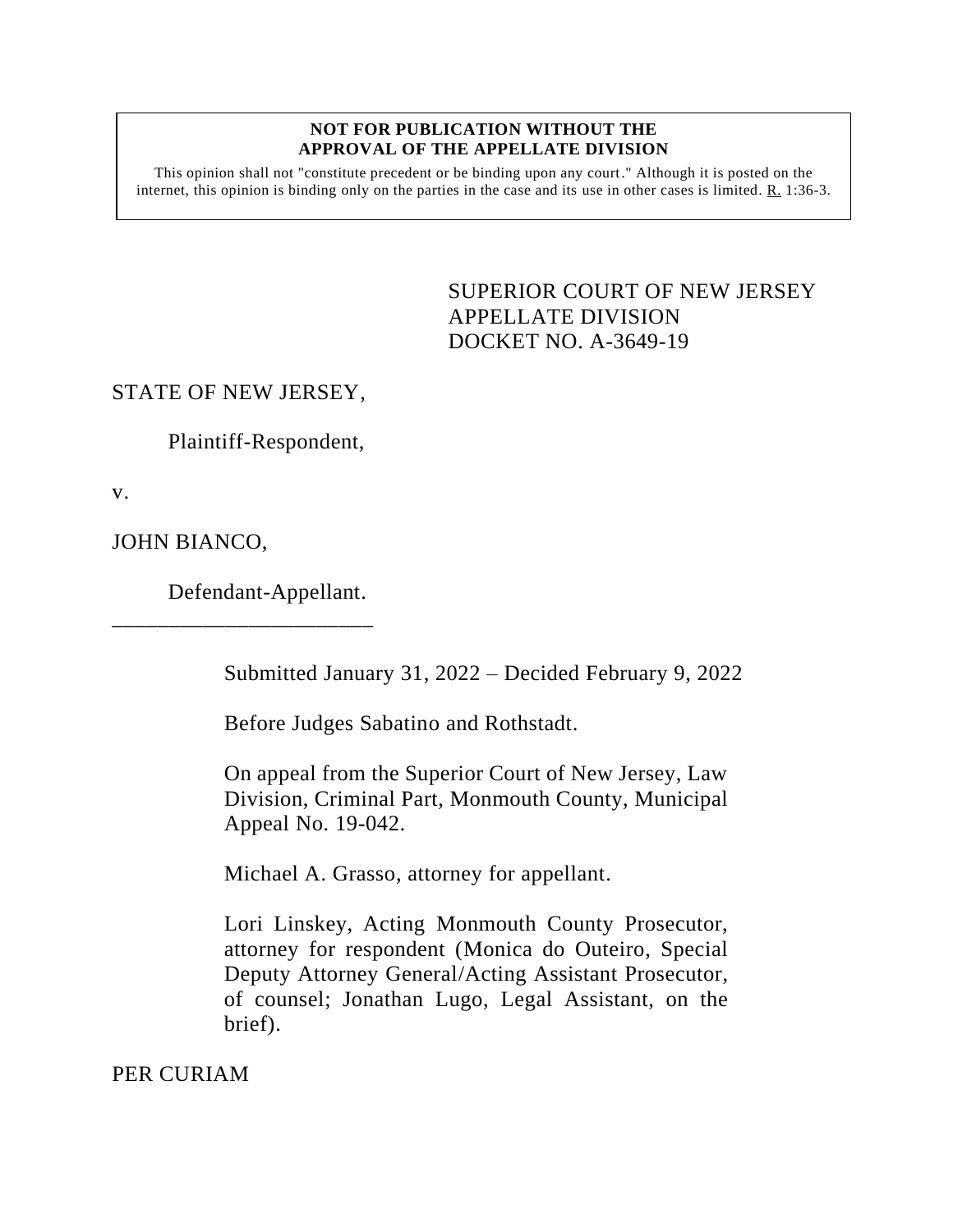**NOT FOR PUBLICATION WITHOUT THE APPROVAL OF THE APPELLATE DIVISION**

This opinion shall not "constitute precedent or be binding upon any court." Although it is posted on the internet, this opinion is binding only on the parties in the case and its use in other cases is limited. R. 1:36-3.

SUPERIOR COURT OF NEW JERSEY
APPELLATE DIVISION
DOCKET NO. A-3649-19

STATE OF NEW JERSEY,

Plaintiff-Respondent,

v.

JOHN BIANCO,

Defendant-Appellant.

_______________________

Submitted January 31, 2022 – Decided February 9, 2022

Before Judges Sabatino and Rothstadt.

On appeal from the Superior Court of New Jersey, Law Division, Criminal Part, Monmouth County, Municipal Appeal No. 19-042.

Michael A. Grasso, attorney for appellant.

Lori Linskey, Acting Monmouth County Prosecutor, attorney for respondent (Monica do Outeiro, Special Deputy Attorney General/Acting Assistant Prosecutor, of counsel; Jonathan Lugo, Legal Assistant, on the brief).

PER CURIAM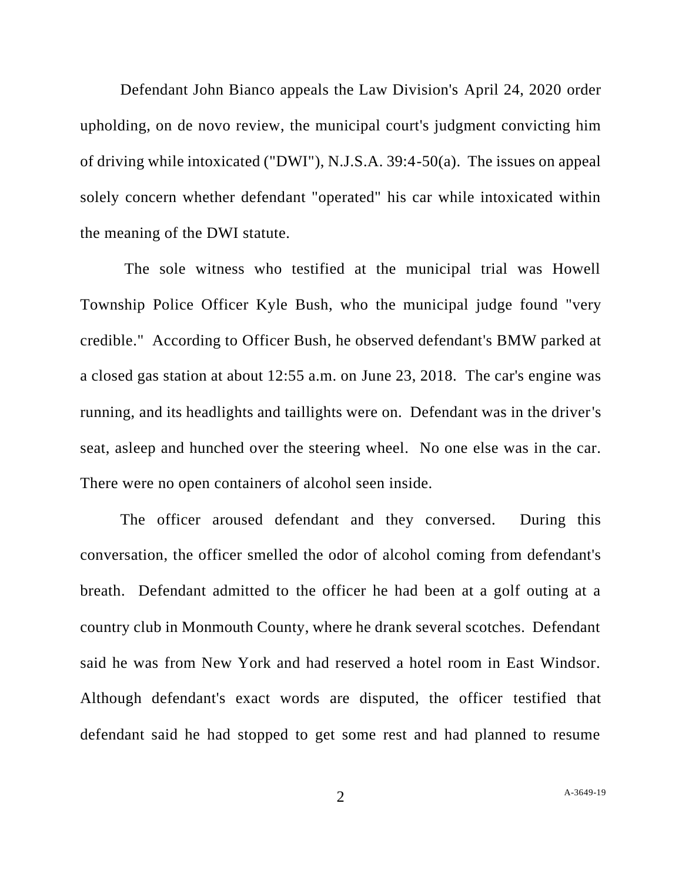Defendant John Bianco appeals the Law Division's April 24, 2020 order upholding, on de novo review, the municipal court's judgment convicting him of driving while intoxicated ("DWI"), N.J.S.A. 39:4-50(a). The issues on appeal solely concern whether defendant "operated" his car while intoxicated within the meaning of the DWI statute.

The sole witness who testified at the municipal trial was Howell Township Police Officer Kyle Bush, who the municipal judge found "very credible." According to Officer Bush, he observed defendant's BMW parked at a closed gas station at about 12:55 a.m. on June 23, 2018. The car's engine was running, and its headlights and taillights were on. Defendant was in the driver's seat, asleep and hunched over the steering wheel. No one else was in the car. There were no open containers of alcohol seen inside.

The officer aroused defendant and they conversed. During this conversation, the officer smelled the odor of alcohol coming from defendant's breath. Defendant admitted to the officer he had been at a golf outing at a country club in Monmouth County, where he drank several scotches. Defendant said he was from New York and had reserved a hotel room in East Windsor. Although defendant's exact words are disputed, the officer testified that defendant said he had stopped to get some rest and had planned to resume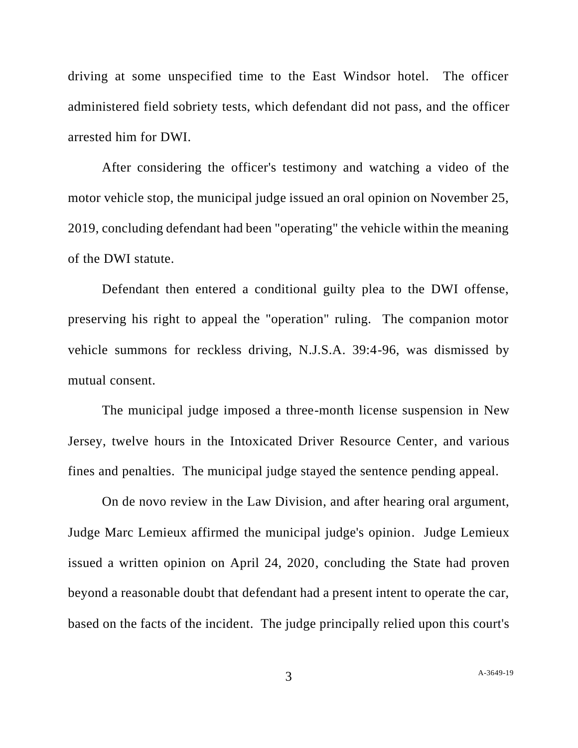driving at some unspecified time to the East Windsor hotel. The officer administered field sobriety tests, which defendant did not pass, and the officer arrested him for DWI.

After considering the officer's testimony and watching a video of the motor vehicle stop, the municipal judge issued an oral opinion on November 25, 2019, concluding defendant had been "operating" the vehicle within the meaning of the DWI statute.

Defendant then entered a conditional guilty plea to the DWI offense, preserving his right to appeal the "operation" ruling. The companion motor vehicle summons for reckless driving, N.J.S.A. 39:4-96, was dismissed by mutual consent.

The municipal judge imposed a three-month license suspension in New Jersey, twelve hours in the Intoxicated Driver Resource Center, and various fines and penalties. The municipal judge stayed the sentence pending appeal.

On de novo review in the Law Division, and after hearing oral argument, Judge Marc Lemieux affirmed the municipal judge's opinion. Judge Lemieux issued a written opinion on April 24, 2020, concluding the State had proven beyond a reasonable doubt that defendant had a present intent to operate the car, based on the facts of the incident. The judge principally relied upon this court's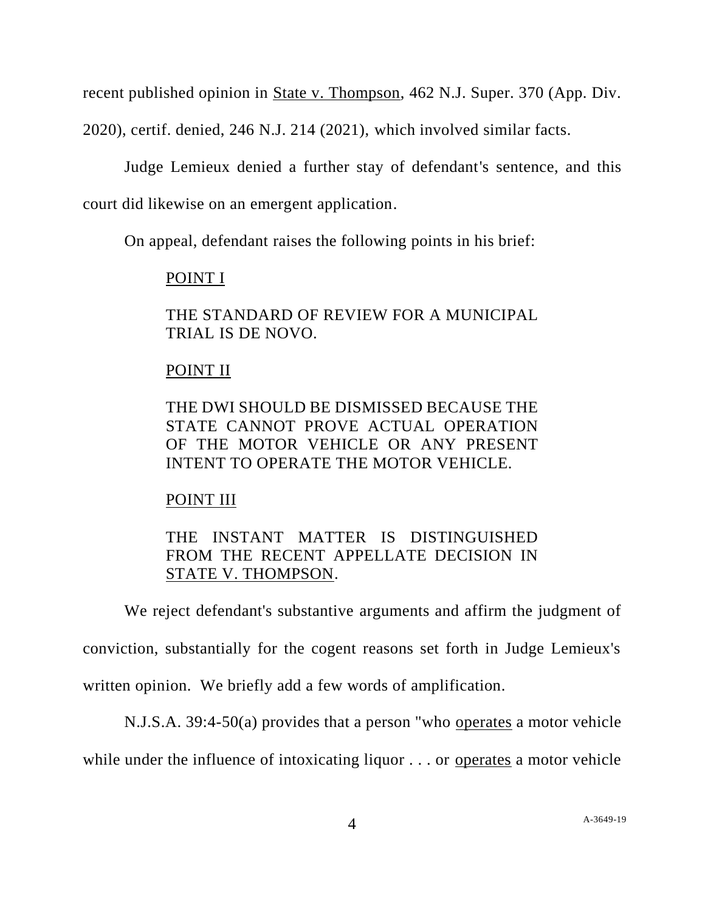recent published opinion in State v. Thompson, 462 N.J. Super. 370 (App. Div. 2020), certif. denied, 246 N.J. 214 (2021), which involved similar facts.

Judge Lemieux denied a further stay of defendant's sentence, and this court did likewise on an emergent application.

On appeal, defendant raises the following points in his brief:

> POINT I
>
> THE STANDARD OF REVIEW FOR A MUNICIPAL TRIAL IS DE NOVO.
>
> POINT II
>
> THE DWI SHOULD BE DISMISSED BECAUSE THE STATE CANNOT PROVE ACTUAL OPERATION OF THE MOTOR VEHICLE OR ANY PRESENT INTENT TO OPERATE THE MOTOR VEHICLE.
>
> POINT III
>
> THE INSTANT MATTER IS DISTINGUISHED FROM THE RECENT APPELLATE DECISION IN STATE V. THOMPSON.

We reject defendant's substantive arguments and affirm the judgment of conviction, substantially for the cogent reasons set forth in Judge Lemieux's written opinion. We briefly add a few words of amplification.

N.J.S.A. 39:4-50(a) provides that a person "who operates a motor vehicle while under the influence of intoxicating liquor . . . or operates a motor vehicle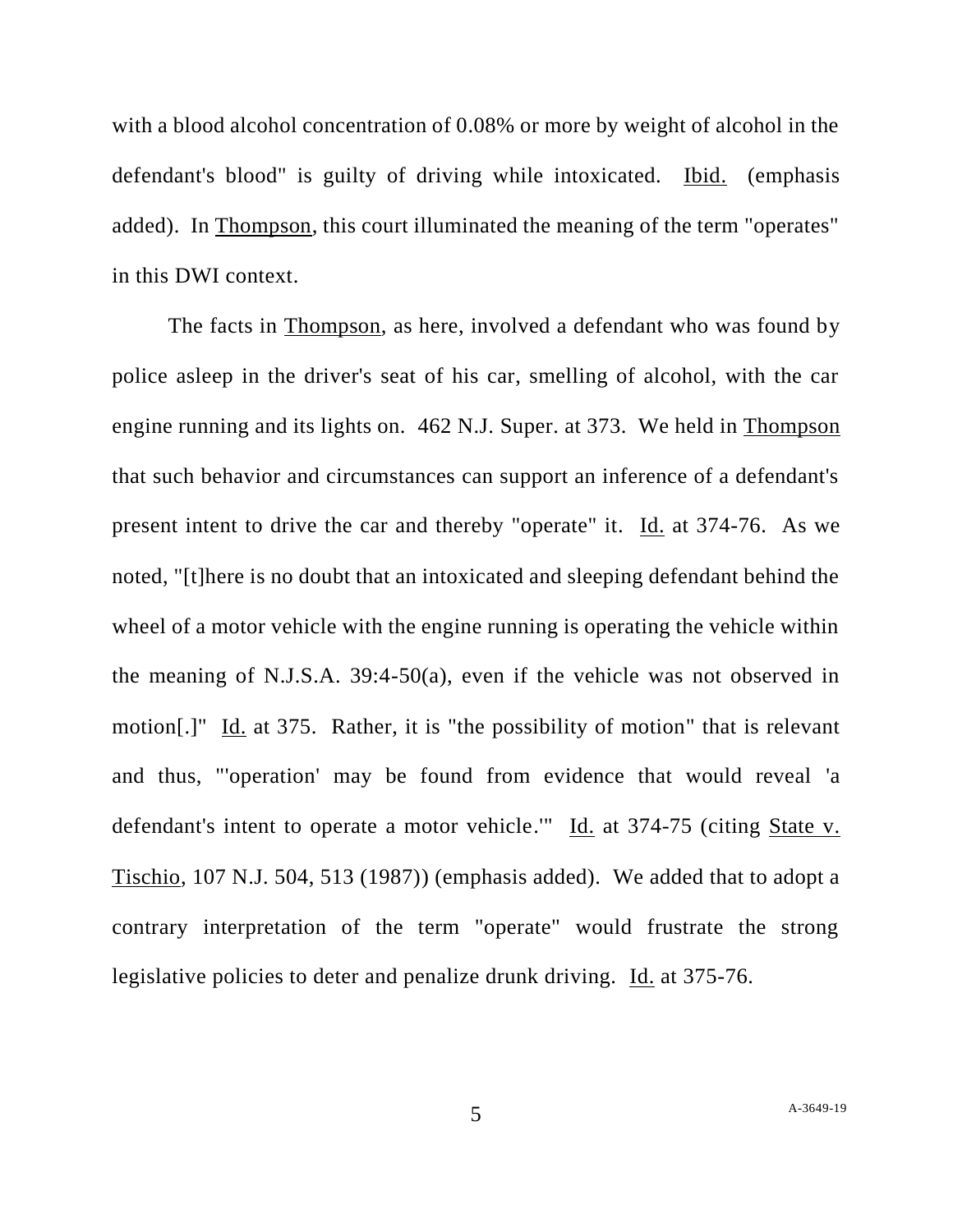with a blood alcohol concentration of 0.08% or more by weight of alcohol in the defendant's blood" is guilty of driving while intoxicated. Ibid. (emphasis added). In Thompson, this court illuminated the meaning of the term "operates" in this DWI context.

The facts in Thompson, as here, involved a defendant who was found by police asleep in the driver's seat of his car, smelling of alcohol, with the car engine running and its lights on. 462 N.J. Super. at 373. We held in Thompson that such behavior and circumstances can support an inference of a defendant's present intent to drive the car and thereby "operate" it. Id. at 374-76. As we noted, "[t]here is no doubt that an intoxicated and sleeping defendant behind the wheel of a motor vehicle with the engine running is operating the vehicle within the meaning of N.J.S.A. 39:4-50(a), even if the vehicle was not observed in motion[.]" Id. at 375. Rather, it is "the possibility of motion" that is relevant and thus, "'operation' may be found from evidence that would reveal 'a defendant's intent to operate a motor vehicle.'" Id. at 374-75 (citing State v. Tischio, 107 N.J. 504, 513 (1987)) (emphasis added). We added that to adopt a contrary interpretation of the term "operate" would frustrate the strong legislative policies to deter and penalize drunk driving. Id. at 375-76.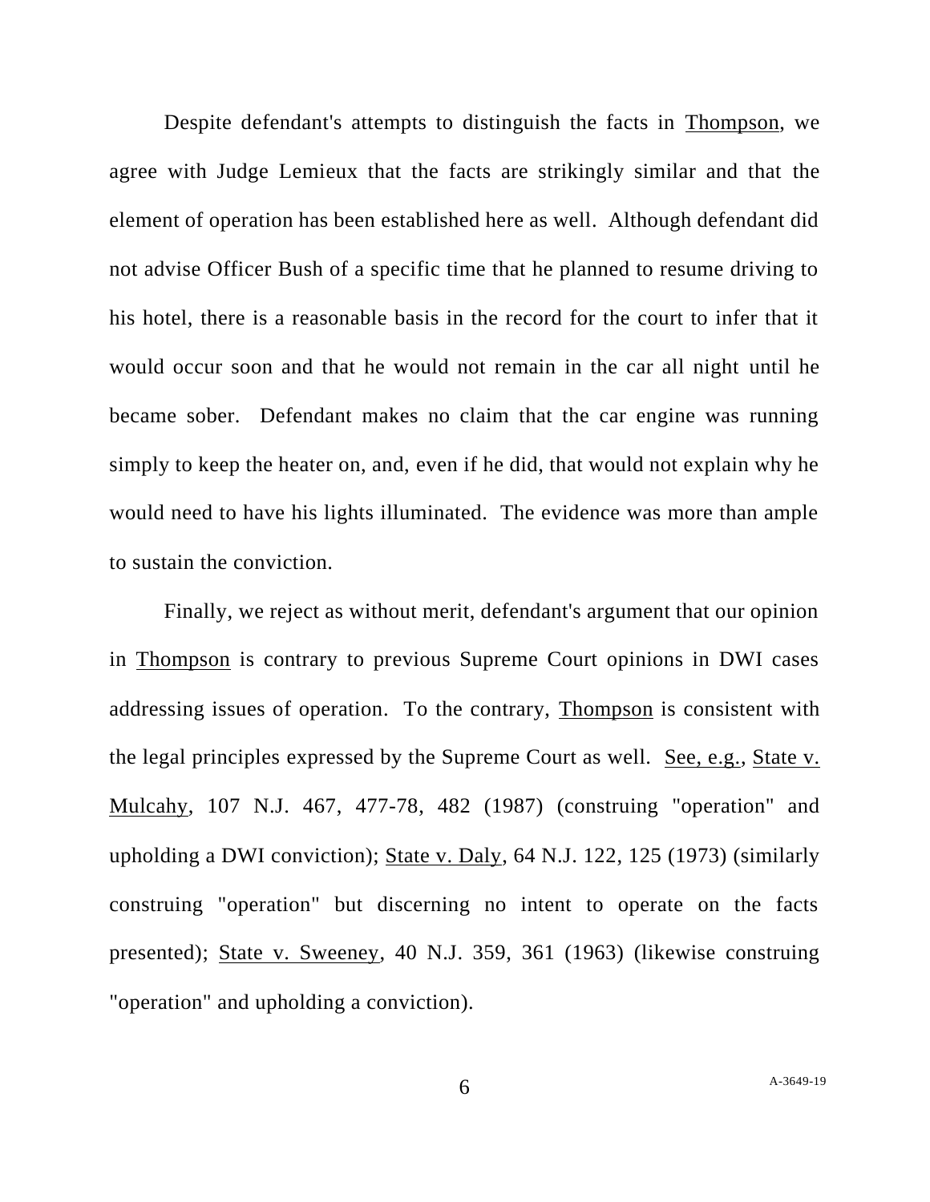Despite defendant's attempts to distinguish the facts in Thompson, we agree with Judge Lemieux that the facts are strikingly similar and that the element of operation has been established here as well. Although defendant did not advise Officer Bush of a specific time that he planned to resume driving to his hotel, there is a reasonable basis in the record for the court to infer that it would occur soon and that he would not remain in the car all night until he became sober. Defendant makes no claim that the car engine was running simply to keep the heater on, and, even if he did, that would not explain why he would need to have his lights illuminated. The evidence was more than ample to sustain the conviction.

Finally, we reject as without merit, defendant's argument that our opinion in Thompson is contrary to previous Supreme Court opinions in DWI cases addressing issues of operation. To the contrary, Thompson is consistent with the legal principles expressed by the Supreme Court as well. See, e.g., State v. Mulcahy, 107 N.J. 467, 477-78, 482 (1987) (construing "operation" and upholding a DWI conviction); State v. Daly, 64 N.J. 122, 125 (1973) (similarly construing "operation" but discerning no intent to operate on the facts presented); State v. Sweeney, 40 N.J. 359, 361 (1963) (likewise construing "operation" and upholding a conviction).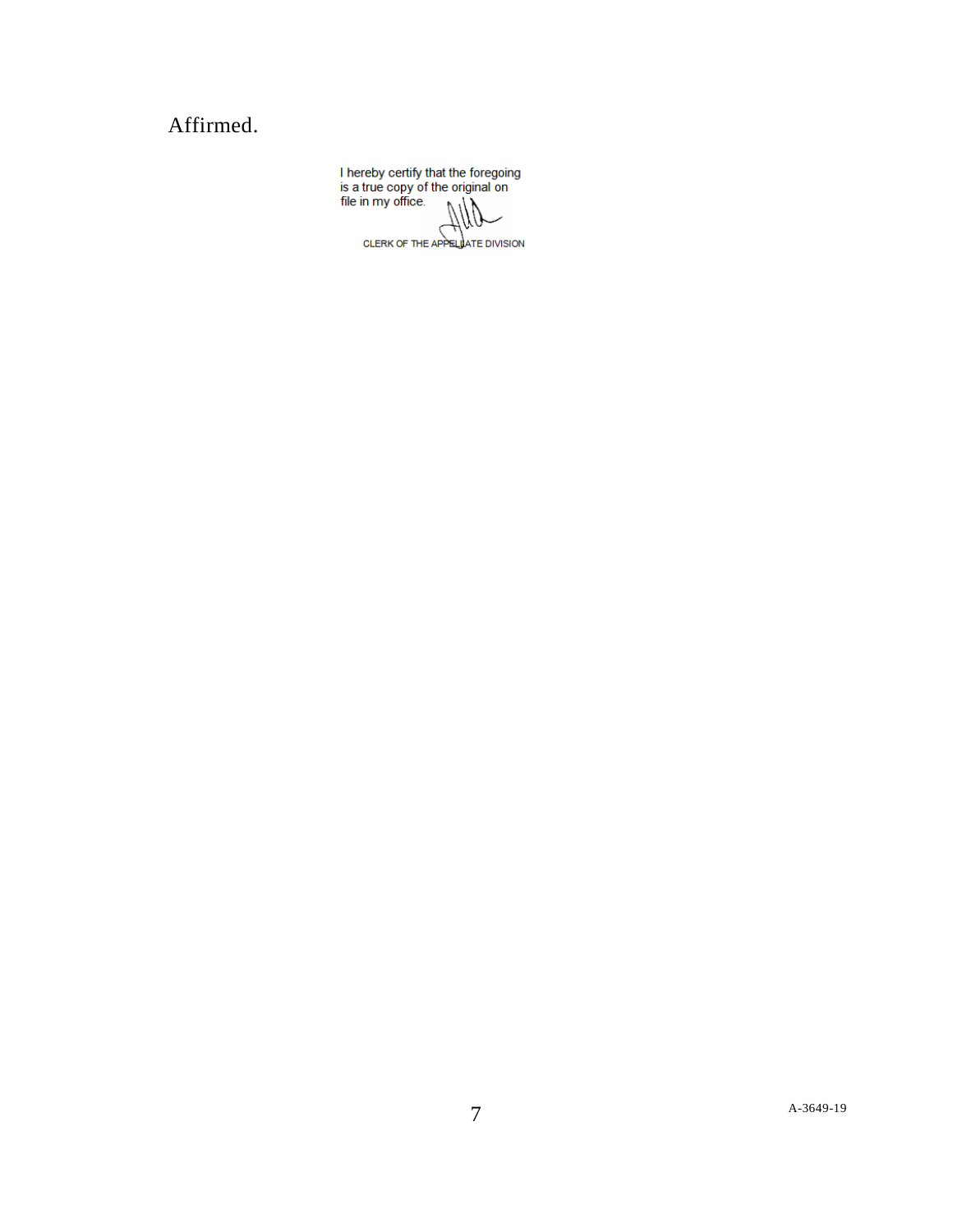Affirmed.

I hereby certify that the foregoing is a true copy of the original on file in my office.

CLERK OF THE APPELLATE DIVISION